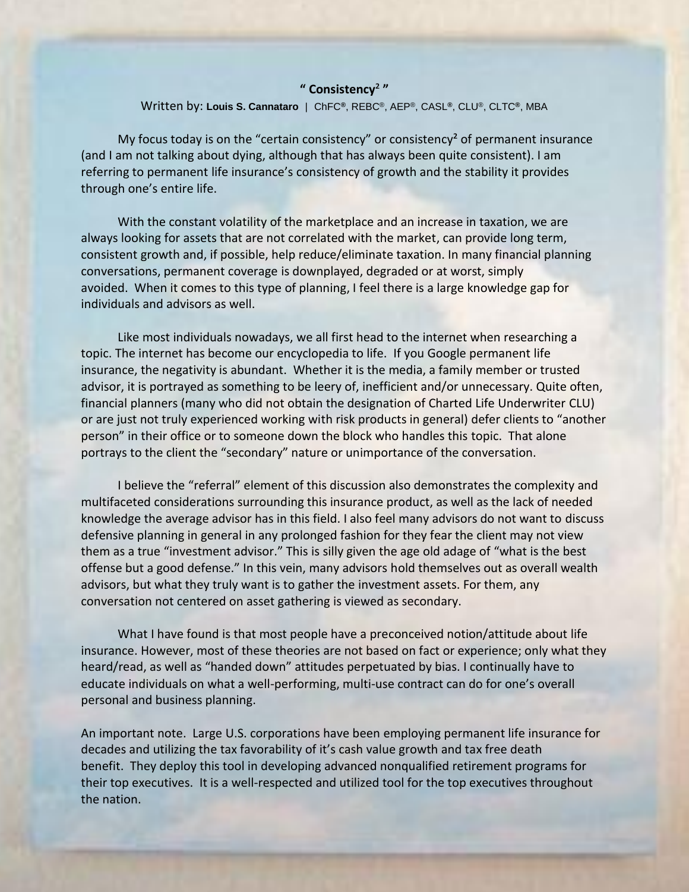**" Consistency$^2$ "**

Written by: **Louis S. Cannataro** | ChFC®, REBC®, AEP®, CASL®, CLU®, CLTC®, MBA

My focus today is on the "certain consistency" or consistency$^2$ of permanent insurance (and I am not talking about dying, although that has always been quite consistent). I am referring to permanent life insurance's consistency of growth and the stability it provides through one's entire life.

With the constant volatility of the marketplace and an increase in taxation, we are always looking for assets that are not correlated with the market, can provide long term, consistent growth and, if possible, help reduce/eliminate taxation. In many financial planning conversations, permanent coverage is downplayed, degraded or at worst, simply avoided. When it comes to this type of planning, I feel there is a large knowledge gap for individuals and advisors as well.

Like most individuals nowadays, we all first head to the internet when researching a topic. The internet has become our encyclopedia to life. If you Google permanent life insurance, the negativity is abundant. Whether it is the media, a family member or trusted advisor, it is portrayed as something to be leery of, inefficient and/or unnecessary. Quite often, financial planners (many who did not obtain the designation of Charted Life Underwriter CLU) or are just not truly experienced working with risk products in general) defer clients to "another person" in their office or to someone down the block who handles this topic. That alone portrays to the client the "secondary" nature or unimportance of the conversation.

I believe the "referral" element of this discussion also demonstrates the complexity and multifaceted considerations surrounding this insurance product, as well as the lack of needed knowledge the average advisor has in this field. I also feel many advisors do not want to discuss defensive planning in general in any prolonged fashion for they fear the client may not view them as a true "investment advisor." This is silly given the age old adage of "what is the best offense but a good defense." In this vein, many advisors hold themselves out as overall wealth advisors, but what they truly want is to gather the investment assets. For them, any conversation not centered on asset gathering is viewed as secondary.

What I have found is that most people have a preconceived notion/attitude about life insurance. However, most of these theories are not based on fact or experience; only what they heard/read, as well as "handed down" attitudes perpetuated by bias. I continually have to educate individuals on what a well-performing, multi-use contract can do for one's overall personal and business planning.

An important note. Large U.S. corporations have been employing permanent life insurance for decades and utilizing the tax favorability of it's cash value growth and tax free death benefit. They deploy this tool in developing advanced nonqualified retirement programs for their top executives. It is a well-respected and utilized tool for the top executives throughout the nation.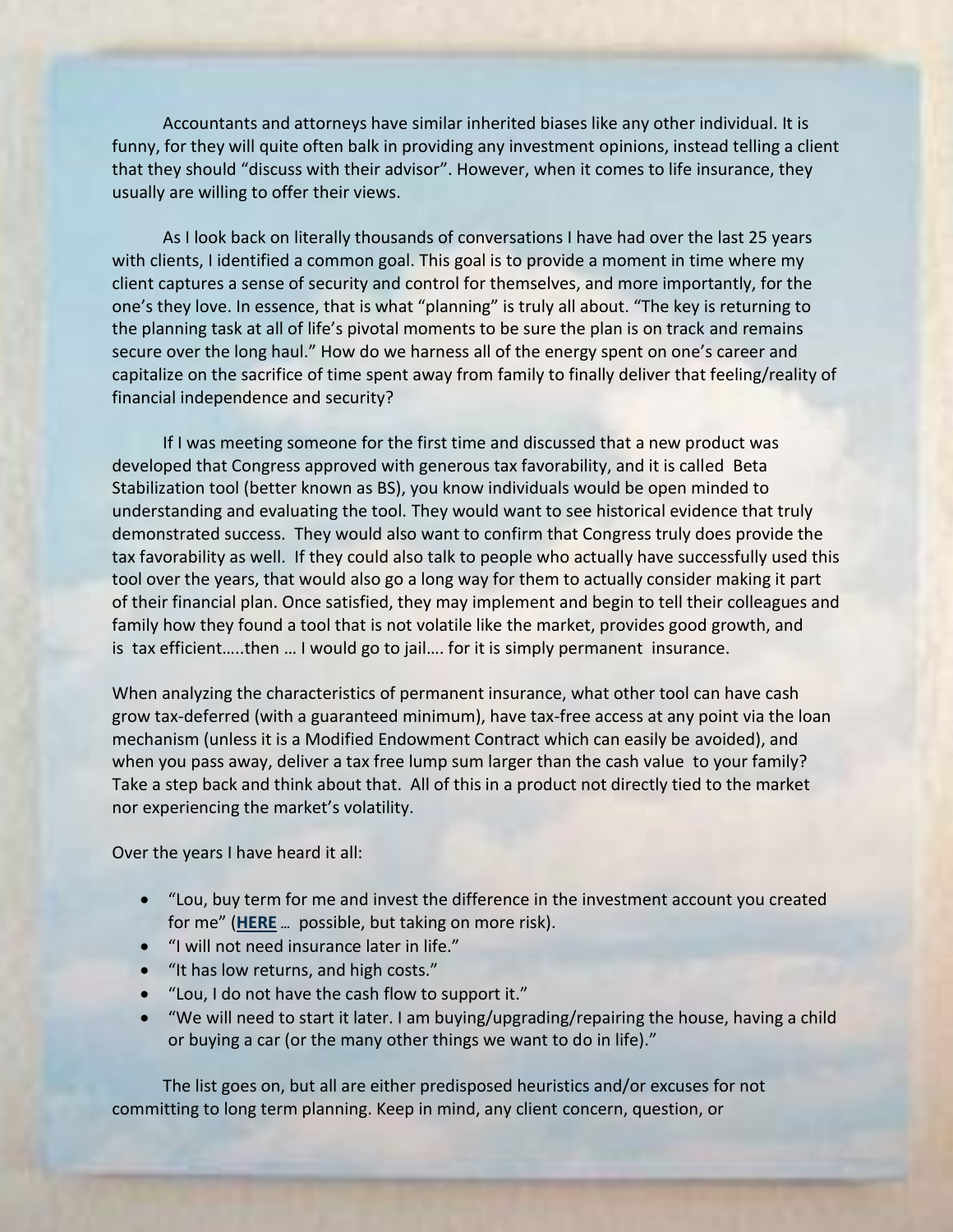Accountants and attorneys have similar inherited biases like any other individual. It is funny, for they will quite often balk in providing any investment opinions, instead telling a client that they should "discuss with their advisor". However, when it comes to life insurance, they usually are willing to offer their views.

As I look back on literally thousands of conversations I have had over the last 25 years with clients, I identified a common goal. This goal is to provide a moment in time where my client captures a sense of security and control for themselves, and more importantly, for the one's they love. In essence, that is what "planning" is truly all about. "The key is returning to the planning task at all of life's pivotal moments to be sure the plan is on track and remains secure over the long haul." How do we harness all of the energy spent on one's career and capitalize on the sacrifice of time spent away from family to finally deliver that feeling/reality of financial independence and security?

If I was meeting someone for the first time and discussed that a new product was developed that Congress approved with generous tax favorability, and it is called Beta Stabilization tool (better known as BS), you know individuals would be open minded to understanding and evaluating the tool. They would want to see historical evidence that truly demonstrated success. They would also want to confirm that Congress truly does provide the tax favorability as well. If they could also talk to people who actually have successfully used this tool over the years, that would also go a long way for them to actually consider making it part of their financial plan. Once satisfied, they may implement and begin to tell their colleagues and family how they found a tool that is not volatile like the market, provides good growth, and is tax efficient…..then … I would go to jail…. for it is simply permanent insurance.

When analyzing the characteristics of permanent insurance, what other tool can have cash grow tax-deferred (with a guaranteed minimum), have tax-free access at any point via the loan mechanism (unless it is a Modified Endowment Contract which can easily be avoided), and when you pass away, deliver a tax free lump sum larger than the cash value to your family? Take a step back and think about that. All of this in a product not directly tied to the market nor experiencing the market's volatility.

Over the years I have heard it all:

- "Lou, buy term for me and invest the difference in the investment account you created for me" (**HERE** … possible, but taking on more risk).
- "I will not need insurance later in life."
- "It has low returns, and high costs."
- "Lou, I do not have the cash flow to support it."
- "We will need to start it later. I am buying/upgrading/repairing the house, having a child or buying a car (or the many other things we want to do in life)."

The list goes on, but all are either predisposed heuristics and/or excuses for not committing to long term planning. Keep in mind, any client concern, question, or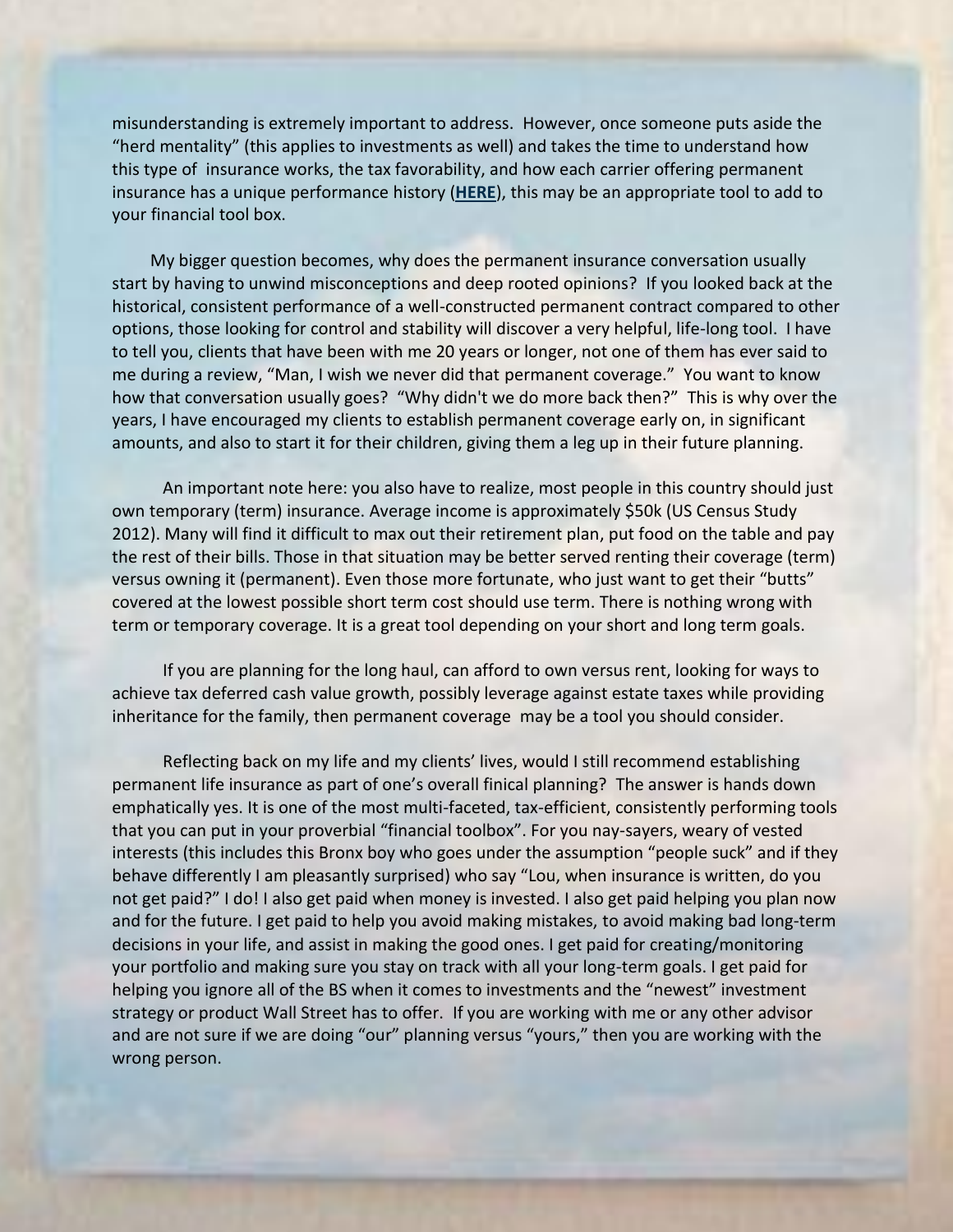misunderstanding is extremely important to address. However, once someone puts aside the "herd mentality" (this applies to investments as well) and takes the time to understand how this type of insurance works, the tax favorability, and how each carrier offering permanent insurance has a unique performance history (**HERE**), this may be an appropriate tool to add to your financial tool box.

My bigger question becomes, why does the permanent insurance conversation usually start by having to unwind misconceptions and deep rooted opinions? If you looked back at the historical, consistent performance of a well-constructed permanent contract compared to other options, those looking for control and stability will discover a very helpful, life-long tool. I have to tell you, clients that have been with me 20 years or longer, not one of them has ever said to me during a review, "Man, I wish we never did that permanent coverage." You want to know how that conversation usually goes? "Why didn't we do more back then?" This is why over the years, I have encouraged my clients to establish permanent coverage early on, in significant amounts, and also to start it for their children, giving them a leg up in their future planning.

An important note here: you also have to realize, most people in this country should just own temporary (term) insurance. Average income is approximately $50k (US Census Study 2012). Many will find it difficult to max out their retirement plan, put food on the table and pay the rest of their bills. Those in that situation may be better served renting their coverage (term) versus owning it (permanent). Even those more fortunate, who just want to get their "butts" covered at the lowest possible short term cost should use term. There is nothing wrong with term or temporary coverage. It is a great tool depending on your short and long term goals.

If you are planning for the long haul, can afford to own versus rent, looking for ways to achieve tax deferred cash value growth, possibly leverage against estate taxes while providing inheritance for the family, then permanent coverage may be a tool you should consider.

Reflecting back on my life and my clients' lives, would I still recommend establishing permanent life insurance as part of one's overall finical planning? The answer is hands down emphatically yes. It is one of the most multi-faceted, tax-efficient, consistently performing tools that you can put in your proverbial "financial toolbox". For you nay-sayers, weary of vested interests (this includes this Bronx boy who goes under the assumption "people suck" and if they behave differently I am pleasantly surprised) who say "Lou, when insurance is written, do you not get paid?" I do! I also get paid when money is invested. I also get paid helping you plan now and for the future. I get paid to help you avoid making mistakes, to avoid making bad long-term decisions in your life, and assist in making the good ones. I get paid for creating/monitoring your portfolio and making sure you stay on track with all your long-term goals. I get paid for helping you ignore all of the BS when it comes to investments and the "newest" investment strategy or product Wall Street has to offer. If you are working with me or any other advisor and are not sure if we are doing "our" planning versus "yours," then you are working with the wrong person.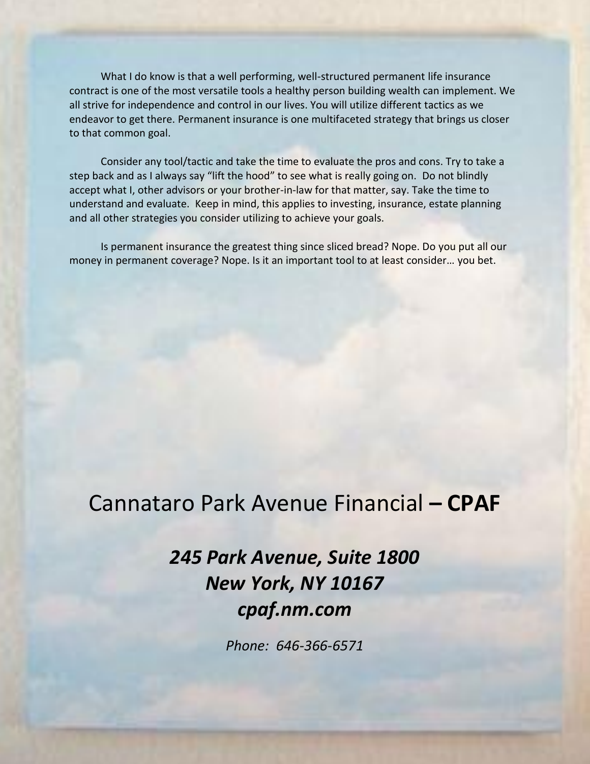What I do know is that a well performing, well-structured permanent life insurance contract is one of the most versatile tools a healthy person building wealth can implement. We all strive for independence and control in our lives. You will utilize different tactics as we endeavor to get there. Permanent insurance is one multifaceted strategy that brings us closer to that common goal.

Consider any tool/tactic and take the time to evaluate the pros and cons. Try to take a step back and as I always say "lift the hood" to see what is really going on. Do not blindly accept what I, other advisors or your brother-in-law for that matter, say. Take the time to understand and evaluate. Keep in mind, this applies to investing, insurance, estate planning and all other strategies you consider utilizing to achieve your goals.

Is permanent insurance the greatest thing since sliced bread? Nope. Do you put all our money in permanent coverage? Nope. Is it an important tool to at least consider… you bet.

# Cannataro Park Avenue Financial **– CPAF**

***245 Park Avenue, Suite 1800***
***New York, NY 10167***
***cpaf.nm.com***

*Phone: 646-366-6571*